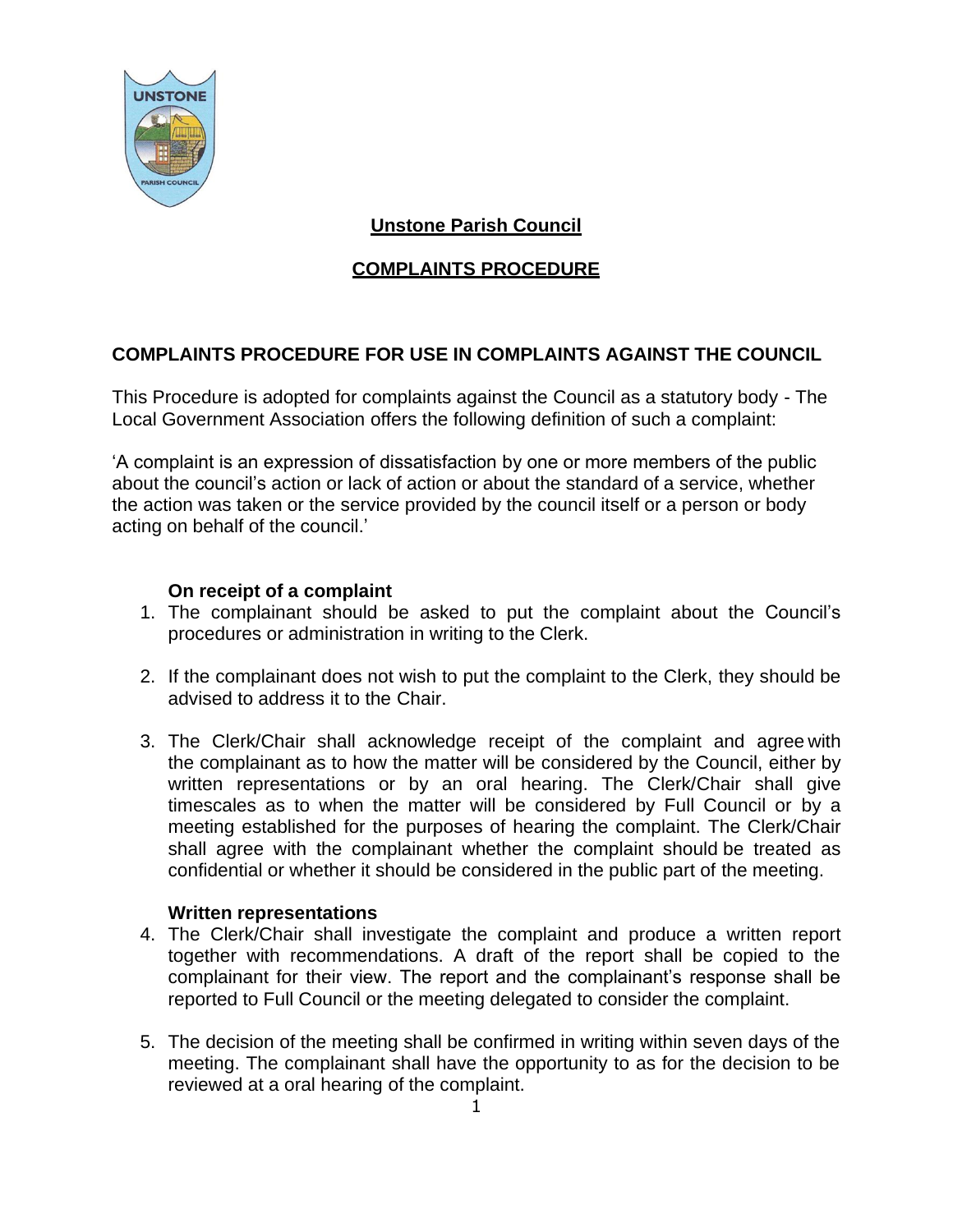# Unstone Parish Council

## COMPLAINTS PROCEDURE

### COMPLAINTS PROCEDURE FOR USE IN COMPLAINTS AGAINST THE COUNCIL

This Procedure is adopted for complaints against the Council as a statutory body - The Local Government Association offers the following definition of such a complaint:

'A complaint is an expression of dissatisfaction by one or more members of the public about the council's action or lack of action or about the standard of a service, whether the action was taken or the service provided by the council itself or a person or body acting on behalf of the council.'

**On receipt of a complaint**

1. The complainant should be asked to put the complaint about the Council's procedures or administration in writing to the Clerk.

2. If the complainant does not wish to put the complaint to the Clerk, they should be advised to address it to the Chair.

3. The Clerk/Chair shall acknowledge receipt of the complaint and agree with the complainant as to how the matter will be considered by the Council, either by written representations or by an oral hearing. The Clerk/Chair shall give timescales as to when the matter will be considered by Full Council or by a meeting established for the purposes of hearing the complaint. The Clerk/Chair shall agree with the complainant whether the complaint should be treated as confidential or whether it should be considered in the public part of the meeting.

**Written representations**

4. The Clerk/Chair shall investigate the complaint and produce a written report together with recommendations. A draft of the report shall be copied to the complainant for their view. The report and the complainant's response shall be reported to Full Council or the meeting delegated to consider the complaint.

5. The decision of the meeting shall be confirmed in writing within seven days of the meeting. The complainant shall have the opportunity to as for the decision to be reviewed at a oral hearing of the complaint.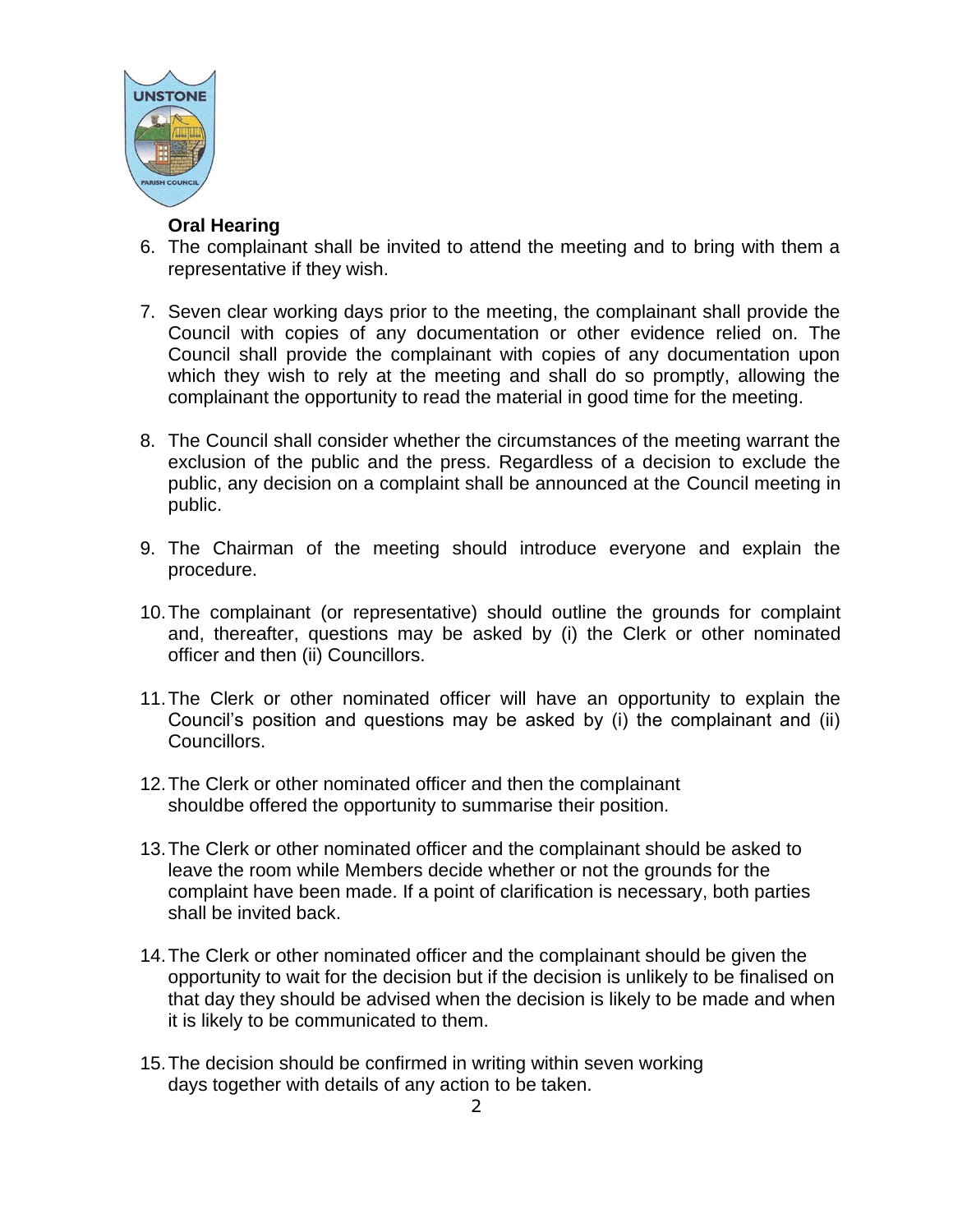**Oral Hearing**

6. The complainant shall be invited to attend the meeting and to bring with them a representative if they wish.

7. Seven clear working days prior to the meeting, the complainant shall provide the Council with copies of any documentation or other evidence relied on. The Council shall provide the complainant with copies of any documentation upon which they wish to rely at the meeting and shall do so promptly, allowing the complainant the opportunity to read the material in good time for the meeting.

8. The Council shall consider whether the circumstances of the meeting warrant the exclusion of the public and the press. Regardless of a decision to exclude the public, any decision on a complaint shall be announced at the Council meeting in public.

9. The Chairman of the meeting should introduce everyone and explain the procedure.

10. The complainant (or representative) should outline the grounds for complaint and, thereafter, questions may be asked by (i) the Clerk or other nominated officer and then (ii) Councillors.

11. The Clerk or other nominated officer will have an opportunity to explain the Council's position and questions may be asked by (i) the complainant and (ii) Councillors.

12. The Clerk or other nominated officer and then the complainant shouldbe offered the opportunity to summarise their position.

13. The Clerk or other nominated officer and the complainant should be asked to leave the room while Members decide whether or not the grounds for the complaint have been made. If a point of clarification is necessary, both parties shall be invited back.

14. The Clerk or other nominated officer and the complainant should be given the opportunity to wait for the decision but if the decision is unlikely to be finalised on that day they should be advised when the decision is likely to be made and when it is likely to be communicated to them.

15. The decision should be confirmed in writing within seven working days together with details of any action to be taken.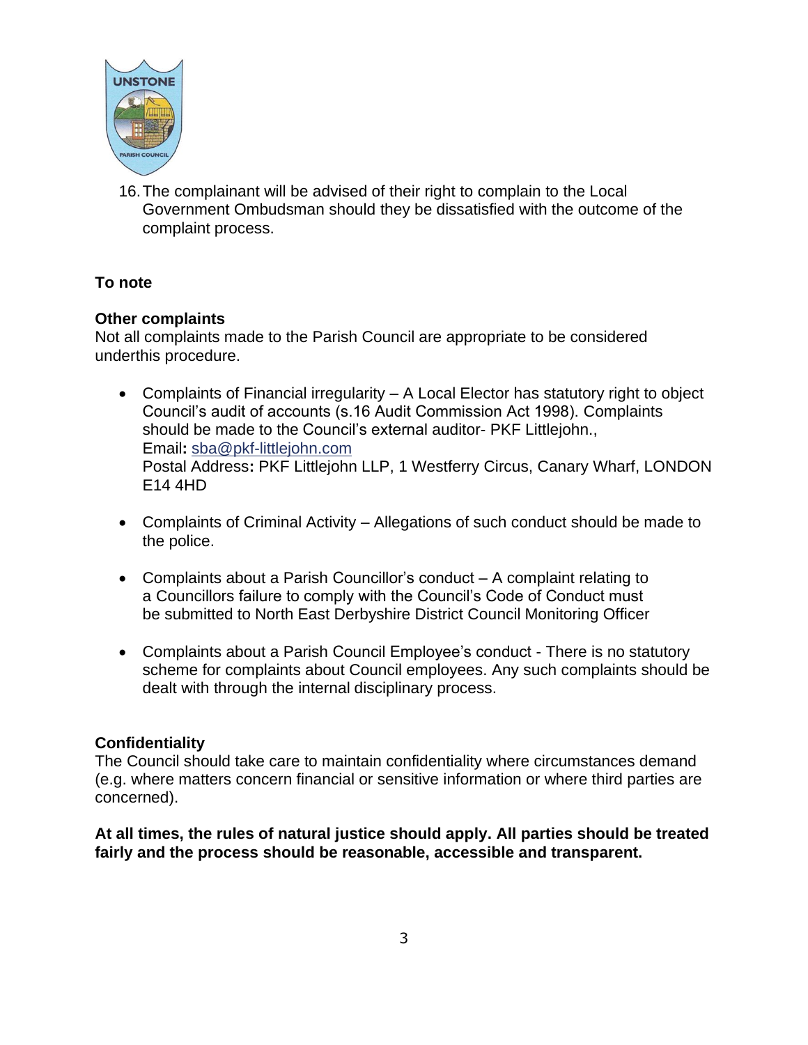16. The complainant will be advised of their right to complain to the Local Government Ombudsman should they be dissatisfied with the outcome of the complaint process.

**To note**

**Other complaints**

Not all complaints made to the Parish Council are appropriate to be considered underthis procedure.

- Complaints of Financial irregularity – A Local Elector has statutory right to object Council's audit of accounts (s.16 Audit Commission Act 1998). Complaints should be made to the Council's external auditor- PKF Littlejohn., **Email:** sba@pkf-littlejohn.com
  Postal Address**:** PKF Littlejohn LLP, 1 Westferry Circus, Canary Wharf, LONDON E14 4HD

- Complaints of Criminal Activity – Allegations of such conduct should be made to the police.

- Complaints about a Parish Councillor's conduct – A complaint relating to a Councillors failure to comply with the Council's Code of Conduct must be submitted to North East Derbyshire District Council Monitoring Officer

- Complaints about a Parish Council Employee's conduct - There is no statutory scheme for complaints about Council employees. Any such complaints should be dealt with through the internal disciplinary process.

**Confidentiality**

The Council should take care to maintain confidentiality where circumstances demand (e.g. where matters concern financial or sensitive information or where third parties are concerned).

**At all times, the rules of natural justice should apply. All parties should be treated fairly and the process should be reasonable, accessible and transparent.**